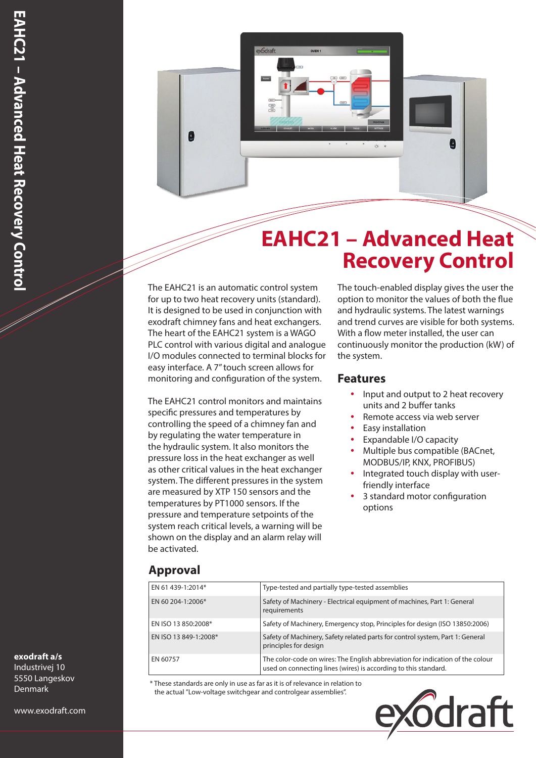# EAHC21 – Advanced Heat Recovery Control

The EAHC21 is an automatic control system for up to two heat recovery units (standard). It is designed to be used in conjunction with exodraft chimney fans and heat exchangers. The heart of the EAHC21 system is a WAGO PLC control with various digital and analogue I/O modules connected to terminal blocks for easy interface. A 7" touch screen allows for monitoring and configuration of the system.

The EAHC21 control monitors and maintains specific pressures and temperatures by controlling the speed of a chimney fan and by regulating the water temperature in the hydraulic system. It also monitors the pressure loss in the heat exchanger as well as other critical values in the heat exchanger system. The different pressures in the system are measured by XTP 150 sensors and the temperatures by PT1000 sensors. If the pressure and temperature setpoints of the system reach critical levels, a warning will be shown on the display and an alarm relay will be activated.

The touch-enabled display gives the user the option to monitor the values of both the flue and hydraulic systems. The latest warnings and trend curves are visible for both systems. With a flow meter installed, the user can continuously monitor the production (kW) of the system.

## Features

- Input and output to 2 heat recovery units and 2 buffer tanks
- Remote access via web server
- Easy installation
- Expandable I/O capacity
- Multiple bus compatible (BACnet, MODBUS/IP, KNX, PROFIBUS)
- Integrated touch display with user-friendly interface
- 3 standard motor configuration options

## Approval

| Standard | Description |
|---|---|
| EN 61 439-1:2014* | Type-tested and partially type-tested assemblies |
| EN 60 204-1:2006* | Safety of Machinery - Electrical equipment of machines, Part 1: General requirements |
| EN ISO 13 850:2008* | Safety of Machinery, Emergency stop, Principles for design (ISO 13850:2006) |
| EN ISO 13 849-1:2008* | Safety of Machinery, Safety related parts for control system, Part 1: General principles for design |
| EN 60757 | The color-code on wires: The English abbreviation for indication of the colour used on connecting lines (wires) is according to this standard. |

* These standards are only in use as far as it is of relevance in relation to the actual "Low-voltage switchgear and controlgear assemblies".

**exodraft a/s**
Industrivej 10
5550 Langeskov
Denmark

www.exodraft.com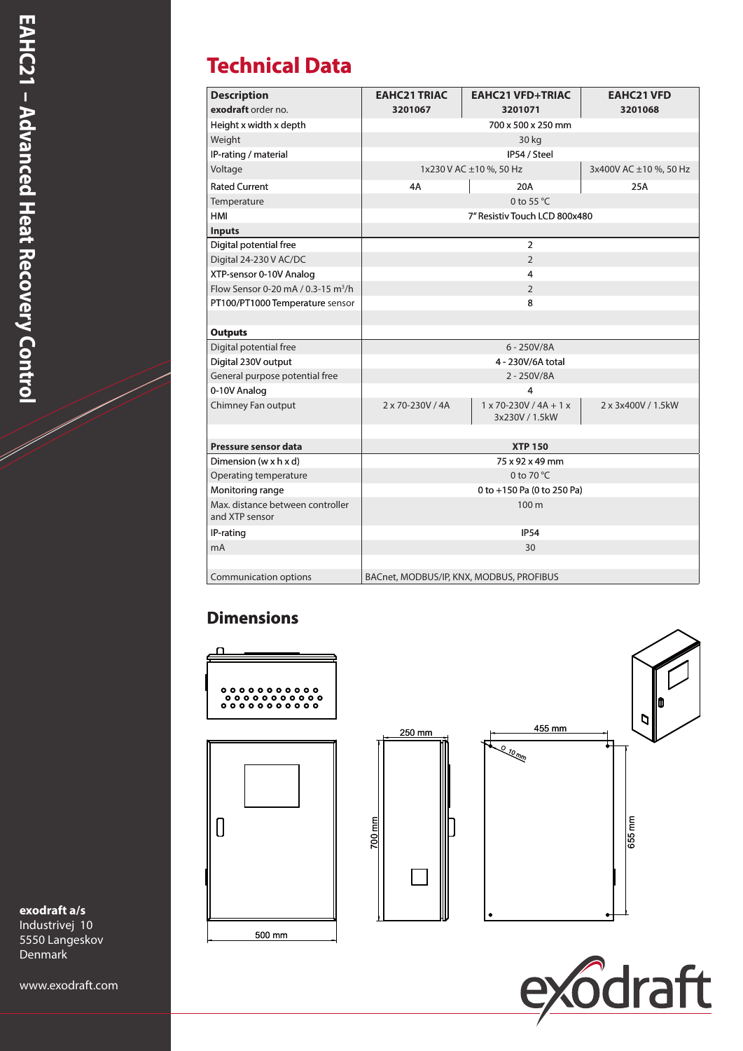## Technical Data

| Description<br>**exodraft** order no. | EAHC21 TRIAC<br>3201067 | EAHC21 VFD+TRIAC<br>3201071 | EAHC21 VFD<br>3201068 |
|---|---|---|---|
| Height x width x depth | 700 x 500 x 250 mm | | |
| Weight | 30 kg | | |
| IP-rating / material | IP54 / Steel | | |
| Voltage | 1x230 V AC ±10 %, 50 Hz | | 3x400V AC ±10 %, 50 Hz |
| Rated Current | 4A | 20A | 25A |
| Temperature | 0 to 55 °C | | |
| HMI | 7" Resistiv Touch LCD 800x480 | | |
| **Inputs** | | | |
| Digital potential free | 2 | | |
| Digital 24-230 V AC/DC | 2 | | |
| XTP-sensor 0-10V Analog | 4 | | |
| Flow Sensor 0-20 mA / 0.3-15 $m^3$/h | 2 | | |
| PT100/PT1000 Temperature sensor | 8 | | |
| **Outputs** | | | |
| Digital potential free | 6 - 250V/8A | | |
| Digital 230V output | 4 - 230V/6A total | | |
| General purpose potential free | 2 - 250V/8A | | |
| 0-10V Analog | 4 | | |
| Chimney Fan output | 2 x 70-230V / 4A | 1 x 70-230V / 4A + 1 x 3x230V / 1.5kW | 2 x 3x400V / 1.5kW |
| **Pressure sensor data** | **XTP 150** | | |
| Dimension (w x h x d) | 75 x 92 x 49 mm | | |
| Operating temperature | 0 to 70 °C | | |
| Monitoring range | 0 to +150 Pa (0 to 250 Pa) | | |
| Max. distance between controller and XTP sensor | 100 m | | |
| IP-rating | IP54 | | |
| mA | 30 | | |
| Communication options | BACnet, MODBUS/IP, KNX, MODBUS, PROFIBUS | | |

## Dimensions

500 mm
250 mm
700 mm
455 mm
Ø 10 mm
655 mm

**exodraft a/s**
Industrivej 10
5550 Langeskov
Denmark

www.exodraft.com